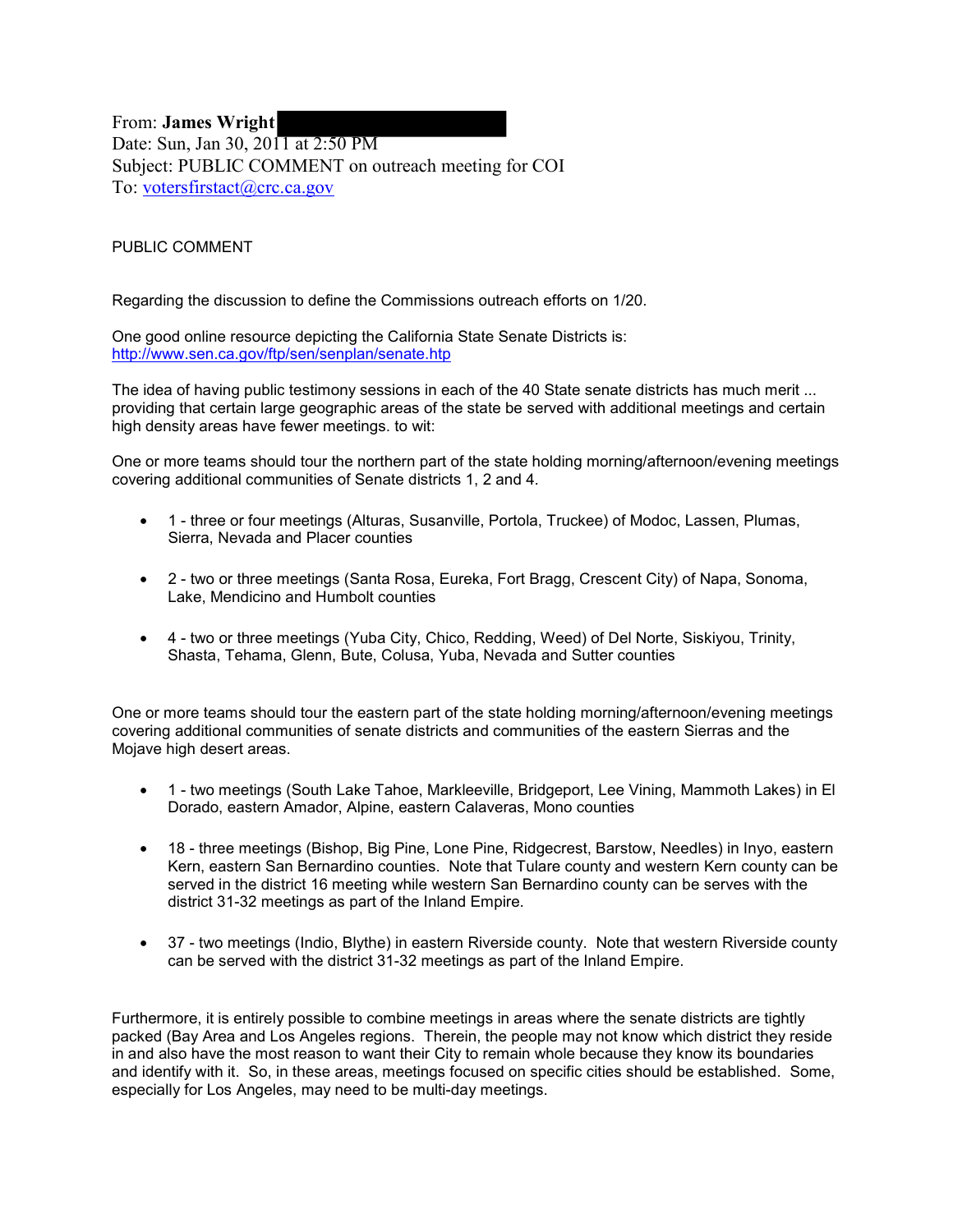From: **James Wright**
Date: Sun, Jan 30, 2011 at 2:50 PM
Subject: PUBLIC COMMENT on outreach meeting for COI
To: votersfirstact@crc.ca.gov

PUBLIC COMMENT

Regarding the discussion to define the Commissions outreach efforts on 1/20.

One good online resource depicting the California State Senate Districts is:
http://www.sen.ca.gov/ftp/sen/senplan/senate.htp

The idea of having public testimony sessions in each of the 40 State senate districts has much merit ... providing that certain large geographic areas of the state be served with additional meetings and certain high density areas have fewer meetings. to wit:

One or more teams should tour the northern part of the state holding morning/afternoon/evening meetings covering additional communities of Senate districts 1, 2 and 4.

- 1 - three or four meetings (Alturas, Susanville, Portola, Truckee) of Modoc, Lassen, Plumas, Sierra, Nevada and Placer counties
- 2 - two or three meetings (Santa Rosa, Eureka, Fort Bragg, Crescent City) of Napa, Sonoma, Lake, Mendicino and Humbolt counties
- 4 - two or three meetings (Yuba City, Chico, Redding, Weed) of Del Norte, Siskiyou, Trinity, Shasta, Tehama, Glenn, Bute, Colusa, Yuba, Nevada and Sutter counties

One or more teams should tour the eastern part of the state holding morning/afternoon/evening meetings covering additional communities of senate districts and communities of the eastern Sierras and the Mojave high desert areas.

- 1 - two meetings (South Lake Tahoe, Markleeville, Bridgeport, Lee Vining, Mammoth Lakes) in El Dorado, eastern Amador, Alpine, eastern Calaveras, Mono counties
- 18 - three meetings (Bishop, Big Pine, Lone Pine, Ridgecrest, Barstow, Needles) in Inyo, eastern Kern, eastern San Bernardino counties. Note that Tulare county and western Kern county can be served in the district 16 meeting while western San Bernardino county can be serves with the district 31-32 meetings as part of the Inland Empire.
- 37 - two meetings (Indio, Blythe) in eastern Riverside county. Note that western Riverside county can be served with the district 31-32 meetings as part of the Inland Empire.

Furthermore, it is entirely possible to combine meetings in areas where the senate districts are tightly packed (Bay Area and Los Angeles regions. Therein, the people may not know which district they reside in and also have the most reason to want their City to remain whole because they know its boundaries and identify with it. So, in these areas, meetings focused on specific cities should be established. Some, especially for Los Angeles, may need to be multi-day meetings.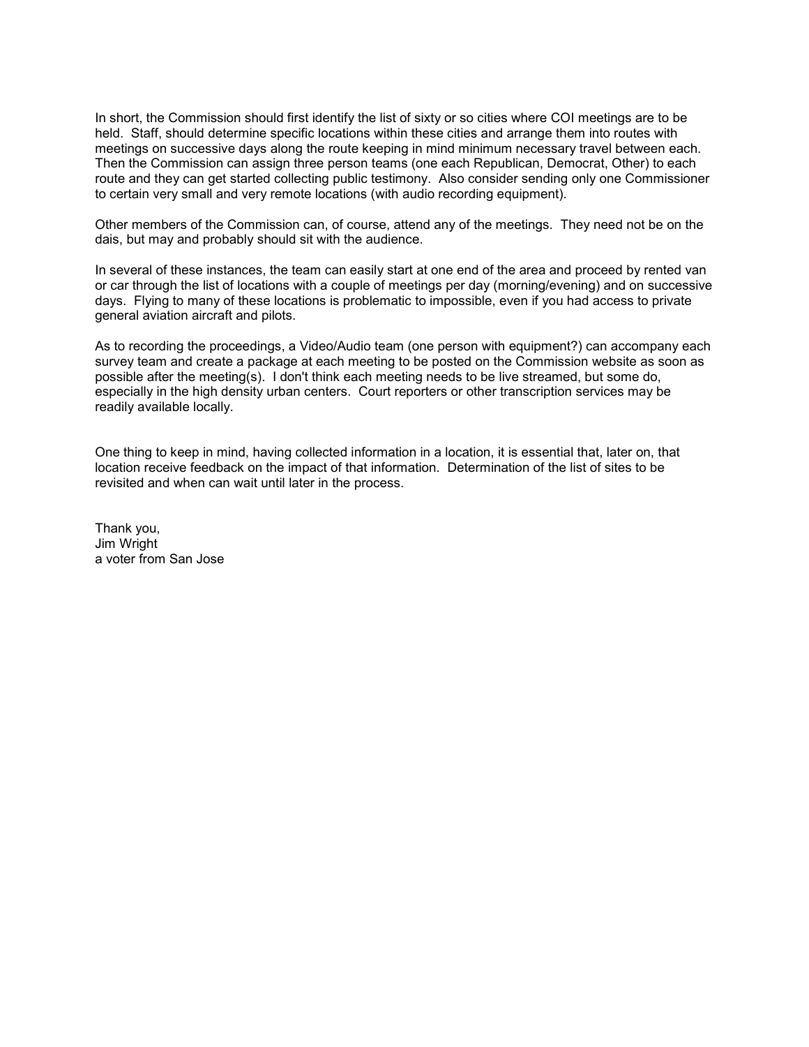In short, the Commission should first identify the list of sixty or so cities where COI meetings are to be held. Staff, should determine specific locations within these cities and arrange them into routes with meetings on successive days along the route keeping in mind minimum necessary travel between each. Then the Commission can assign three person teams (one each Republican, Democrat, Other) to each route and they can get started collecting public testimony. Also consider sending only one Commissioner to certain very small and very remote locations (with audio recording equipment).

Other members of the Commission can, of course, attend any of the meetings. They need not be on the dais, but may and probably should sit with the audience.

In several of these instances, the team can easily start at one end of the area and proceed by rented van or car through the list of locations with a couple of meetings per day (morning/evening) and on successive days. Flying to many of these locations is problematic to impossible, even if you had access to private general aviation aircraft and pilots.

As to recording the proceedings, a Video/Audio team (one person with equipment?) can accompany each survey team and create a package at each meeting to be posted on the Commission website as soon as possible after the meeting(s). I don't think each meeting needs to be live streamed, but some do, especially in the high density urban centers. Court reporters or other transcription services may be readily available locally.

One thing to keep in mind, having collected information in a location, it is essential that, later on, that location receive feedback on the impact of that information. Determination of the list of sites to be revisited and when can wait until later in the process.

Thank you,
Jim Wright
a voter from San Jose